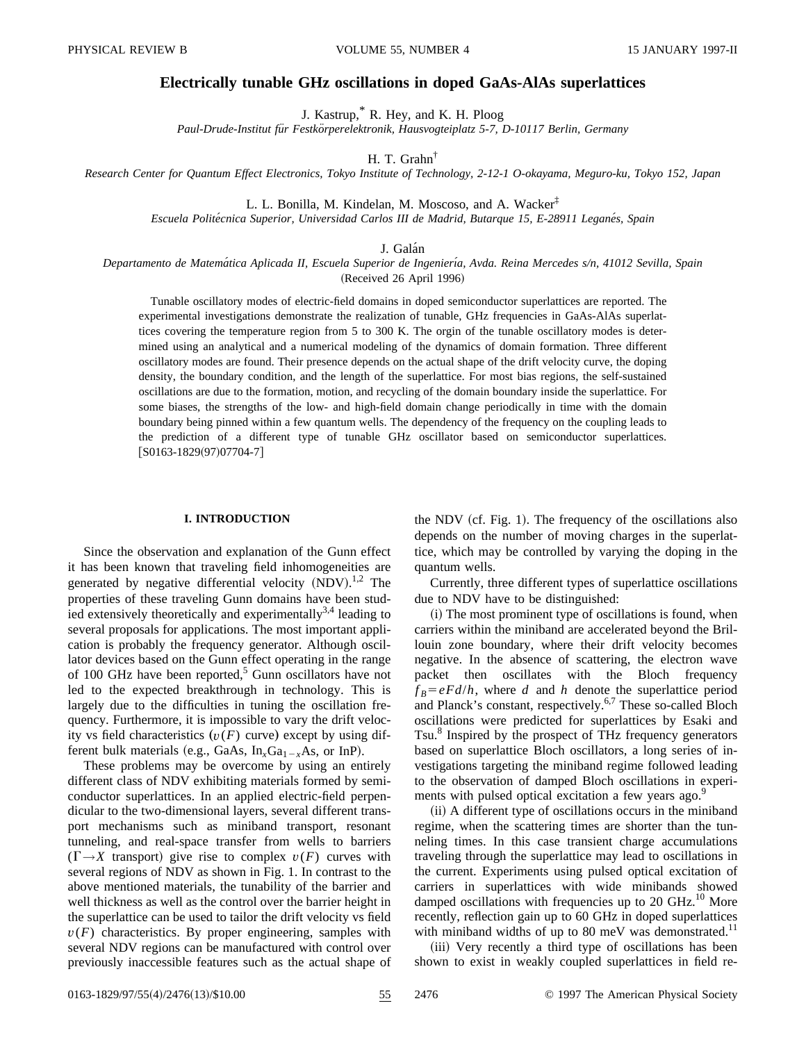# Electrically tunable GHz oscillations in doped GaAs-AlAs superlattices

J. Kastrup,* R. Hey, and K. H. Ploog

*Paul-Drude-Institut für Festkörperelektronik, Hausvogteiplatz 5-7, D-10117 Berlin, Germany*

H. T. Grahn†

*Research Center for Quantum Effect Electronics, Tokyo Institute of Technology, 2-12-1 O-okayama, Meguro-ku, Tokyo 152, Japan*

L. L. Bonilla, M. Kindelan, M. Moscoso, and A. Wacker‡

*Escuela Politécnica Superior, Universidad Carlos III de Madrid, Butarque 15, E-28911 Leganés, Spain*

J. Galán

*Departamento de Matemática Aplicada II, Escuela Superior de Ingeniería, Avda. Reina Mercedes s/n, 41012 Sevilla, Spain*

(Received 26 April 1996)

Tunable oscillatory modes of electric-field domains in doped semiconductor superlattices are reported. The experimental investigations demonstrate the realization of tunable, GHz frequencies in GaAs-AlAs superlattices covering the temperature region from 5 to 300 K. The orgin of the tunable oscillatory modes is determined using an analytical and a numerical modeling of the dynamics of domain formation. Three different oscillatory modes are found. Their presence depends on the actual shape of the drift velocity curve, the doping density, the boundary condition, and the length of the superlattice. For most bias regions, the self-sustained oscillations are due to the formation, motion, and recycling of the domain boundary inside the superlattice. For some biases, the strengths of the low- and high-field domain change periodically in time with the domain boundary being pinned within a few quantum wells. The dependency of the frequency on the coupling leads to the prediction of a different type of tunable GHz oscillator based on semiconductor superlattices. [S0163-1829(97)07704-7]

## I. INTRODUCTION

Since the observation and explanation of the Gunn effect it has been known that traveling field inhomogeneities are generated by negative differential velocity (NDV).[1,2] The properties of these traveling Gunn domains have been studied extensively theoretically and experimentally[3,4] leading to several proposals for applications. The most important application is probably the frequency generator. Although oscillator devices based on the Gunn effect operating in the range of 100 GHz have been reported,[5] Gunn oscillators have not led to the expected breakthrough in technology. This is largely due to the difficulties in tuning the oscillation frequency. Furthermore, it is impossible to vary the drift velocity vs field characteristics ($v(F)$ curve) except by using different bulk materials (e.g., GaAs, $In_xGa_{1-x}As$, or InP).

These problems may be overcome by using an entirely different class of NDV exhibiting materials formed by semiconductor superlattices. In an applied electric-field perpendicular to the two-dimensional layers, several different transport mechanisms such as miniband transport, resonant tunneling, and real-space transfer from wells to barriers ($\Gamma \rightarrow X$ transport) give rise to complex $v(F)$ curves with several regions of NDV as shown in Fig. 1. In contrast to the above mentioned materials, the tunability of the barrier and well thickness as well as the control over the barrier height in the superlattice can be used to tailor the drift velocity vs field $v(F)$ characteristics. By proper engineering, samples with several NDV regions can be manufactured with control over previously inaccessible features such as the actual shape of the NDV (cf. Fig. 1). The frequency of the oscillations also depends on the number of moving charges in the superlattice, which may be controlled by varying the doping in the quantum wells.

Currently, three different types of superlattice oscillations due to NDV have to be distinguished:

(i) The most prominent type of oscillations is found, when carriers within the miniband are accelerated beyond the Brillouin zone boundary, where their drift velocity becomes negative. In the absence of scattering, the electron wave packet then oscillates with the Bloch frequency $f_B = eFd/h$, where $d$ and $h$ denote the superlattice period and Planck's constant, respectively.[6,7] These so-called Bloch oscillations were predicted for superlattices by Esaki and Tsu.[8] Inspired by the prospect of THz frequency generators based on superlattice Bloch oscillators, a long series of investigations targeting the miniband regime followed leading to the observation of damped Bloch oscillations in experiments with pulsed optical excitation a few years ago.[9]

(ii) A different type of oscillations occurs in the miniband regime, when the scattering times are shorter than the tunneling times. In this case transient charge accumulations traveling through the superlattice may lead to oscillations in the current. Experiments using pulsed optical excitation of carriers in superlattices with wide minibands showed damped oscillations with frequencies up to 20 GHz.[10] More recently, reflection gain up to 60 GHz in doped superlattices with miniband widths of up to 80 meV was demonstrated.[11]

(iii) Very recently a third type of oscillations has been shown to exist in weakly coupled superlattices in field re-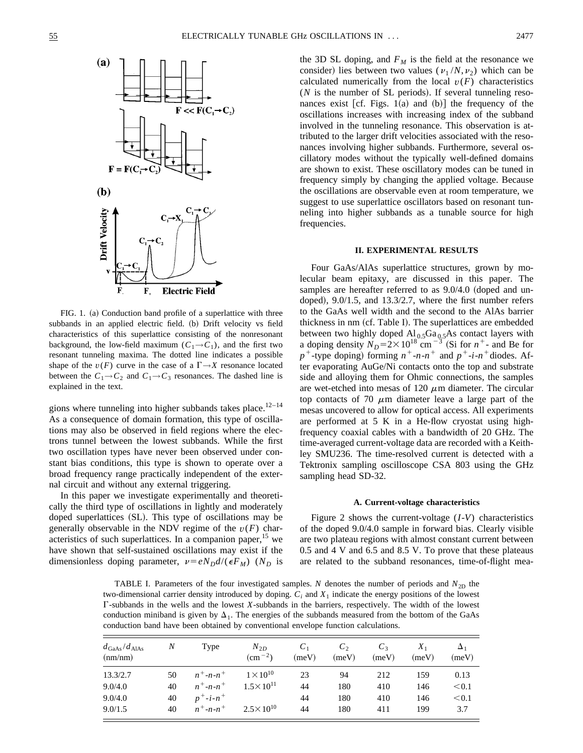FIG. 1. (a) Conduction band profile of a superlattice with three subbands in an applied electric field. (b) Drift velocity vs field characteristics of this superlattice consisting of the nonresonant background, the low-field maximum ($C_1 \rightarrow C_1$), and the first two resonant tunneling maxima. The dotted line indicates a possible shape of the $v(F)$ curve in the case of a $\Gamma \rightarrow X$ resonance located between the $C_1 \rightarrow C_2$ and $C_1 \rightarrow C_3$ resonances. The dashed line is explained in the text.

gions where tunneling into higher subbands takes place.[12–14] As a consequence of domain formation, this type of oscillations may also be observed in field regions where the electrons tunnel between the lowest subbands. While the first two oscillation types have never been observed under constant bias conditions, this type is shown to operate over a broad frequency range practically independent of the external circuit and without any external triggering.

In this paper we investigate experimentally and theoretically the third type of oscillations in lightly and moderately doped superlattices (SL). This type of oscillations may be generally observable in the NDV regime of the $v(F)$ characteristics of such superlattices. In a companion paper,[15] we have shown that self-sustained oscillations may exist if the dimensionless doping parameter, $\nu = eN_D d/(\epsilon F_M)$ ($N_D$ is the 3D SL doping, and $F_M$ is the field at the resonance we consider) lies between two values ($\nu_1/N, \nu_2$) which can be calculated numerically from the local $v(F)$ characteristics ($N$ is the number of SL periods). If several tunneling resonances exist [cf. Figs. 1(a) and (b)] the frequency of the oscillations increases with increasing index of the subband involved in the tunneling resonance. This observation is attributed to the larger drift velocities associated with the resonances involving higher subbands. Furthermore, several oscillatory modes without the typically well-defined domains are shown to exist. These oscillatory modes can be tuned in frequency simply by changing the applied voltage. Because the oscillations are observable even at room temperature, we suggest to use superlattice oscillators based on resonant tunneling into higher subbands as a tunable source for high frequencies.

## II. EXPERIMENTAL RESULTS

Four GaAs/AlAs superlattice structures, grown by molecular beam epitaxy, are discussed in this paper. The samples are hereafter referred to as 9.0/4.0 (doped and undoped), 9.0/1.5, and 13.3/2.7, where the first number refers to the GaAs well width and the second to the AlAs barrier thickness in nm (cf. Table I). The superlattices are embedded between two highly doped $Al_{0.5}Ga_{0.5}As$ contact layers with a doping density $N_D = 2 \times 10^{18}$ cm$^{-3}$ (Si for $n^+$- and Be for $p^+$-type doping) forming $n^+$-$n$-$n^+$ and $p^+$-$i$-$n^+$ diodes. After evaporating AuGe/Ni contacts onto the top and substrate side and alloying them for Ohmic connections, the samples are wet-etched into mesas of 120 $\mu$m diameter. The circular top contacts of 70 $\mu$m diameter leave a large part of the mesas uncovered to allow for optical access. All experiments are performed at 5 K in a He-flow cryostat using high-frequency coaxial cables with a bandwidth of 20 GHz. The time-averaged current-voltage data are recorded with a Keithley SMU236. The time-resolved current is detected with a Tektronix sampling oscilloscope CSA 803 using the GHz sampling head SD-32.

### A. Current-voltage characteristics

Figure 2 shows the current-voltage ($I$-$V$) characteristics of the doped 9.0/4.0 sample in forward bias. Clearly visible are two plateau regions with almost constant current between 0.5 and 4 V and 6.5 and 8.5 V. To prove that these plateaus are related to the subband resonances, time-of-flight mea-

TABLE I. Parameters of the four investigated samples. $N$ denotes the number of periods and $N_{2D}$ the two-dimensional carrier density introduced by doping. $C_i$ and $X_1$ indicate the energy positions of the lowest $\Gamma$-subbands in the wells and the lowest $X$-subbands in the barriers, respectively. The width of the lowest conduction miniband is given by $\Delta_1$. The energies of the subbands measured from the bottom of the GaAs conduction band have been obtained by conventional envelope function calculations.

| $d_{GaAs}/d_{AlAs}$ (nm/nm) | $N$ | Type | $N_{2D}$ (cm$^{-2}$) | $C_1$ (meV) | $C_2$ (meV) | $C_3$ (meV) | $X_1$ (meV) | $\Delta_1$ (meV) |
|---|---|---|---|---|---|---|---|---|
| 13.3/2.7 | 50 | $n^+$-$n$-$n^+$ | $1 \times 10^{10}$ | 23 | 94 | 212 | 159 | 0.13 |
| 9.0/4.0 | 40 | $n^+$-$n$-$n^+$ | $1.5 \times 10^{11}$ | 44 | 180 | 410 | 146 | $<0.1$ |
| 9.0/4.0 | 40 | $p^+$-$i$-$n^+$ | | 44 | 180 | 410 | 146 | $<0.1$ |
| 9.0/1.5 | 40 | $n^+$-$n$-$n^+$ | $2.5 \times 10^{10}$ | 44 | 180 | 411 | 199 | 3.7 |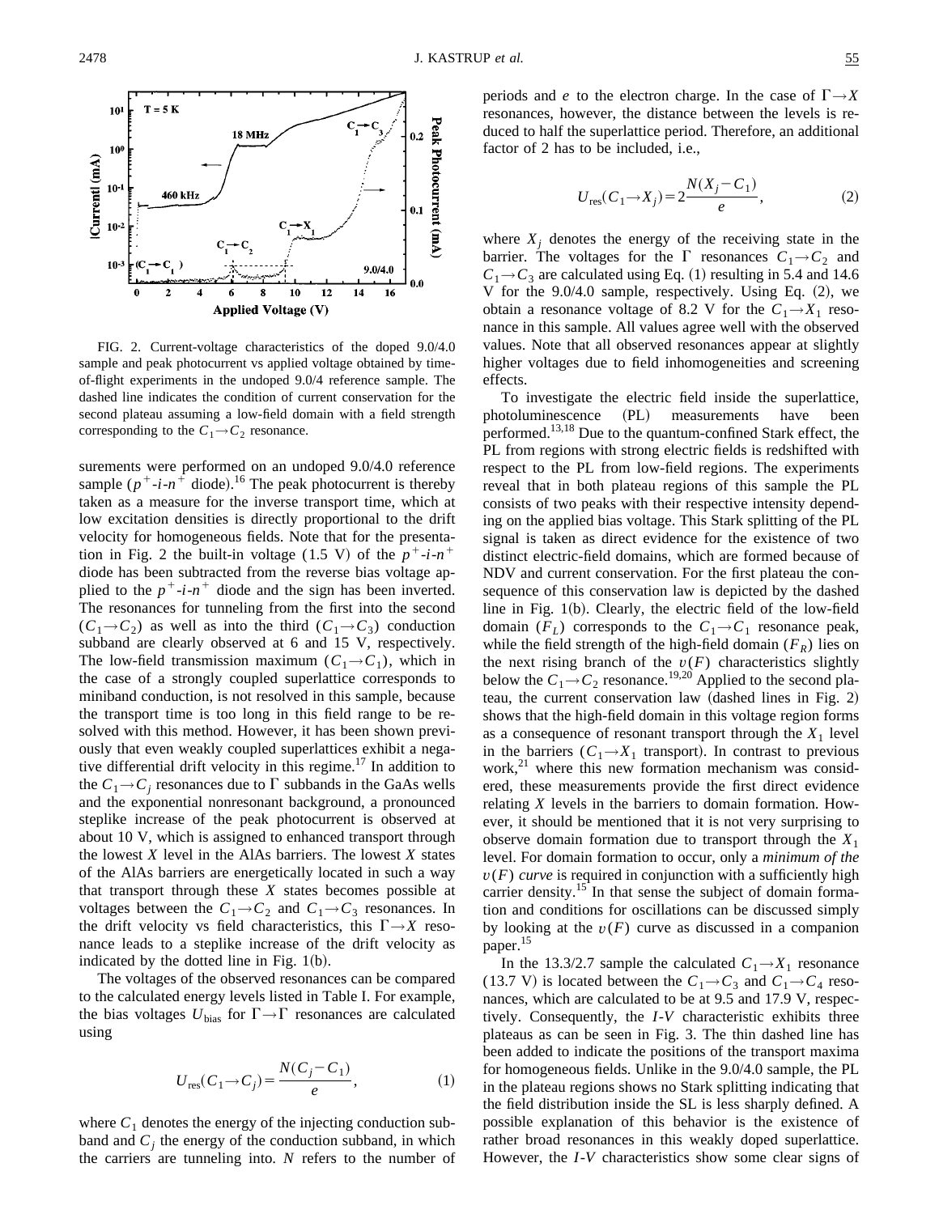FIG. 2. Current-voltage characteristics of the doped 9.0/4.0 sample and peak photocurrent vs applied voltage obtained by time-of-flight experiments in the undoped 9.0/4 reference sample. The dashed line indicates the condition of current conservation for the second plateau assuming a low-field domain with a field strength corresponding to the $C_1 \rightarrow C_2$ resonance.

surements were performed on an undoped 9.0/4.0 reference sample ($p^+$-$i$-$n^+$ diode).[16] The peak photocurrent is thereby taken as a measure for the inverse transport time, which at low excitation densities is directly proportional to the drift velocity for homogeneous fields. Note that for the presentation in Fig. 2 the built-in voltage (1.5 V) of the $p^+$-$i$-$n^+$ diode has been subtracted from the reverse bias voltage applied to the $p^+$-$i$-$n^+$ diode and the sign has been inverted. The resonances for tunneling from the first into the second ($C_1 \rightarrow C_2$) as well as into the third ($C_1 \rightarrow C_3$) conduction subband are clearly observed at 6 and 15 V, respectively. The low-field transmission maximum ($C_1 \rightarrow C_1$), which in the case of a strongly coupled superlattice corresponds to miniband conduction, is not resolved in this sample, because the transport time is too long in this field range to be resolved with this method. However, it has been shown previously that even weakly coupled superlattices exhibit a negative differential drift velocity in this regime.[17] In addition to the $C_1 \rightarrow C_j$ resonances due to $\Gamma$ subbands in the GaAs wells and the exponential nonresonant background, a pronounced steplike increase of the peak photocurrent is observed at about 10 V, which is assigned to enhanced transport through the lowest $X$ level in the AlAs barriers. The lowest $X$ states of the AlAs barriers are energetically located in such a way that transport through these $X$ states becomes possible at voltages between the $C_1 \rightarrow C_2$ and $C_1 \rightarrow C_3$ resonances. In the drift velocity vs field characteristics, this $\Gamma \rightarrow X$ resonance leads to a steplike increase of the drift velocity as indicated by the dotted line in Fig. 1(b).

The voltages of the observed resonances can be compared to the calculated energy levels listed in Table I. For example, the bias voltages $U_{\text{bias}}$ for $\Gamma \rightarrow \Gamma$ resonances are calculated using

$$U_{\text{res}}(C_1 \rightarrow C_j) = \frac{N(C_j - C_1)}{e}, \tag{1}$$

where $C_1$ denotes the energy of the injecting conduction subband and $C_j$ the energy of the conduction subband, in which the carriers are tunneling into. $N$ refers to the number of periods and $e$ to the electron charge. In the case of $\Gamma \rightarrow X$ resonances, however, the distance between the levels is reduced to half the superlattice period. Therefore, an additional factor of 2 has to be included, i.e.,

$$U_{\text{res}}(C_1 \rightarrow X_j) = 2\frac{N(X_j - C_1)}{e}, \tag{2}$$

where $X_j$ denotes the energy of the receiving state in the barrier. The voltages for the $\Gamma$ resonances $C_1 \rightarrow C_2$ and $C_1 \rightarrow C_3$ are calculated using Eq. (1) resulting in 5.4 and 14.6 V for the 9.0/4.0 sample, respectively. Using Eq. (2), we obtain a resonance voltage of 8.2 V for the $C_1 \rightarrow X_1$ resonance in this sample. All values agree well with the observed values. Note that all observed resonances appear at slightly higher voltages due to field inhomogeneities and screening effects.

To investigate the electric field inside the superlattice, photoluminescence (PL) measurements have been performed.[13,18] Due to the quantum-confined Stark effect, the PL from regions with strong electric fields is redshifted with respect to the PL from low-field regions. The experiments reveal that in both plateau regions of this sample the PL consists of two peaks with their respective intensity depending on the applied bias voltage. This Stark splitting of the PL signal is taken as direct evidence for the existence of two distinct electric-field domains, which are formed because of NDV and current conservation. For the first plateau the consequence of this conservation law is depicted by the dashed line in Fig. 1(b). Clearly, the electric field of the low-field domain ($F_L$) corresponds to the $C_1 \rightarrow C_1$ resonance peak, while the field strength of the high-field domain ($F_R$) lies on the next rising branch of the $v(F)$ characteristics slightly below the $C_1 \rightarrow C_2$ resonance.[19,20] Applied to the second plateau, the current conservation law (dashed lines in Fig. 2) shows that the high-field domain in this voltage region forms as a consequence of resonant transport through the $X_1$ level in the barriers ($C_1 \rightarrow X_1$ transport). In contrast to previous work,[21] where this new formation mechanism was considered, these measurements provide the first direct evidence relating $X$ levels in the barriers to domain formation. However, it should be mentioned that it is not very surprising to observe domain formation due to transport through the $X_1$ level. For domain formation to occur, only a *minimum of the* $v(F)$ *curve* is required in conjunction with a sufficiently high carrier density.[15] In that sense the subject of domain formation and conditions for oscillations can be discussed simply by looking at the $v(F)$ curve as discussed in a companion paper.[15]

In the 13.3/2.7 sample the calculated $C_1 \rightarrow X_1$ resonance (13.7 V) is located between the $C_1 \rightarrow C_3$ and $C_1 \rightarrow C_4$ resonances, which are calculated to be at 9.5 and 17.9 V, respectively. Consequently, the $I$-$V$ characteristic exhibits three plateaus as can be seen in Fig. 3. The thin dashed line has been added to indicate the positions of the transport maxima for homogeneous fields. Unlike in the 9.0/4.0 sample, the PL in the plateau regions shows no Stark splitting indicating that the field distribution inside the SL is less sharply defined. A possible explanation of this behavior is the existence of rather broad resonances in this weakly doped superlattice. However, the $I$-$V$ characteristics show some clear signs of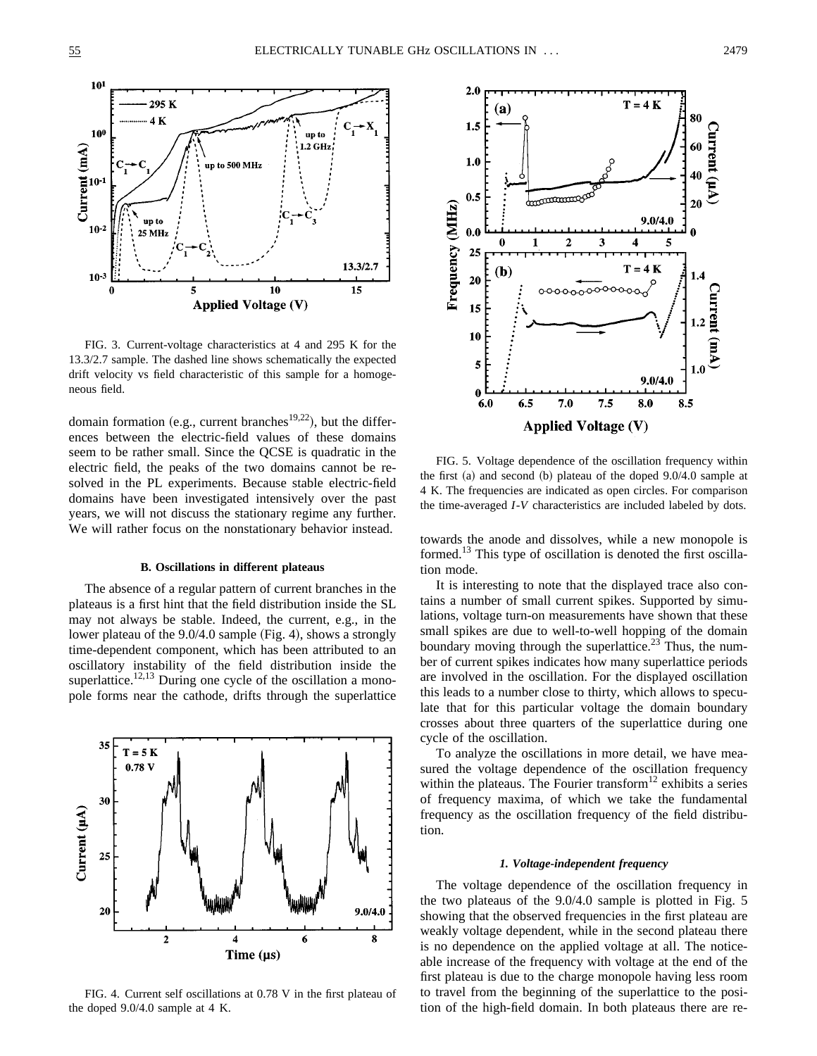FIG. 3. Current-voltage characteristics at 4 and 295 K for the 13.3/2.7 sample. The dashed line shows schematically the expected drift velocity vs field characteristic of this sample for a homogeneous field.

domain formation (e.g., current branches[19,22]), but the differences between the electric-field values of these domains seem to be rather small. Since the QCSE is quadratic in the electric field, the peaks of the two domains cannot be resolved in the PL experiments. Because stable electric-field domains have been investigated intensively over the past years, we will not discuss the stationary regime any further. We will rather focus on the nonstationary behavior instead.

### B. Oscillations in different plateaus

The absence of a regular pattern of current branches in the plateaus is a first hint that the field distribution inside the SL may not always be stable. Indeed, the current, e.g., in the lower plateau of the 9.0/4.0 sample (Fig. 4), shows a strongly time-dependent component, which has been attributed to an oscillatory instability of the field distribution inside the superlattice.[12,13] During one cycle of the oscillation a monopole forms near the cathode, drifts through the superlattice towards the anode and dissolves, while a new monopole is formed.[13] This type of oscillation is denoted the first oscillation mode.

FIG. 4. Current self oscillations at 0.78 V in the first plateau of the doped 9.0/4.0 sample at 4 K.

It is interesting to note that the displayed trace also contains a number of small current spikes. Supported by simulations, voltage turn-on measurements have shown that these small spikes are due to well-to-well hopping of the domain boundary moving through the superlattice.[23] Thus, the number of current spikes indicates how many superlattice periods are involved in the oscillation. For the displayed oscillation this leads to a number close to thirty, which allows to speculate that for this particular voltage the domain boundary crosses about three quarters of the superlattice during one cycle of the oscillation.

FIG. 5. Voltage dependence of the oscillation frequency within the first (a) and second (b) plateau of the doped 9.0/4.0 sample at 4 K. The frequencies are indicated as open circles. For comparison the time-averaged *I-V* characteristics are included labeled by dots.

To analyze the oscillations in more detail, we have measured the voltage dependence of the oscillation frequency within the plateaus. The Fourier transform[12] exhibits a series of frequency maxima, of which we take the fundamental frequency as the oscillation frequency of the field distribution.

#### 1. Voltage-independent frequency

The voltage dependence of the oscillation frequency in the two plateaus of the 9.0/4.0 sample is plotted in Fig. 5 showing that the observed frequencies in the first plateau are weakly voltage dependent, while in the second plateau there is no dependence on the applied voltage at all. The noticeable increase of the frequency with voltage at the end of the first plateau is due to the charge monopole having less room to travel from the beginning of the superlattice to the position of the high-field domain. In both plateaus there are re-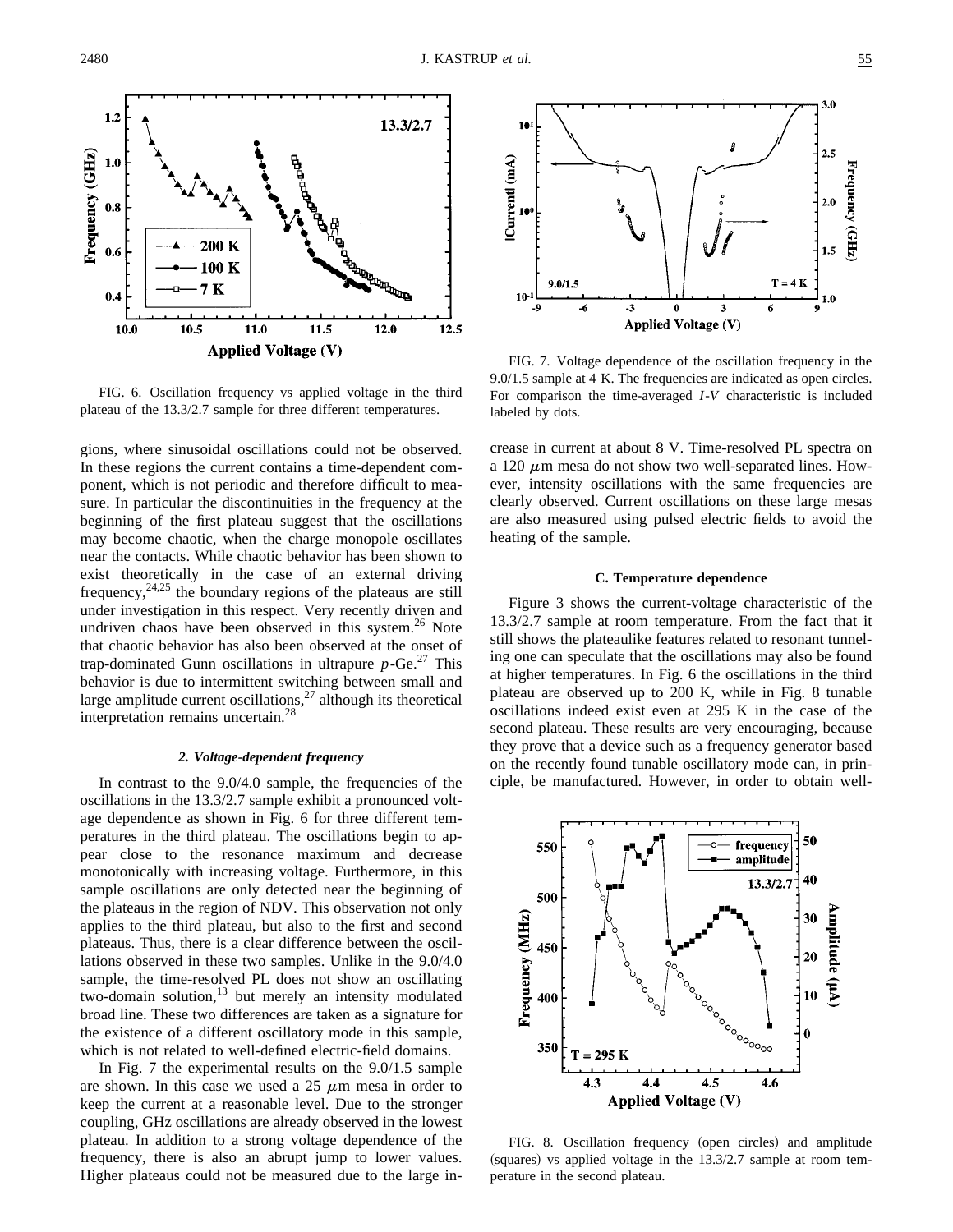FIG. 6. Oscillation frequency vs applied voltage in the third plateau of the 13.3/2.7 sample for three different temperatures.

FIG. 7. Voltage dependence of the oscillation frequency in the 9.0/1.5 sample at 4 K. The frequencies are indicated as open circles. For comparison the time-averaged *I-V* characteristic is included labeled by dots.

gions, where sinusoidal oscillations could not be observed. In these regions the current contains a time-dependent component, which is not periodic and therefore difficult to measure. In particular the discontinuities in the frequency at the beginning of the first plateau suggest that the oscillations may become chaotic, when the charge monopole oscillates near the contacts. While chaotic behavior has been shown to exist theoretically in the case of an external driving frequency,[24,25] the boundary regions of the plateaus are still under investigation in this respect. Very recently driven and undriven chaos have been observed in this system.[26] Note that chaotic behavior has also been observed at the onset of trap-dominated Gunn oscillations in ultrapure *p*-Ge.[27] This behavior is due to intermittent switching between small and large amplitude current oscillations,[27] although its theoretical interpretation remains uncertain.[28]

#### 2. Voltage-dependent frequency

In contrast to the 9.0/4.0 sample, the frequencies of the oscillations in the 13.3/2.7 sample exhibit a pronounced voltage dependence as shown in Fig. 6 for three different temperatures in the third plateau. The oscillations begin to appear close to the resonance maximum and decrease monotonically with increasing voltage. Furthermore, in this sample oscillations are only detected near the beginning of the plateaus in the region of NDV. This observation not only applies to the third plateau, but also to the first and second plateaus. Thus, there is a clear difference between the oscillations observed in these two samples. Unlike in the 9.0/4.0 sample, the time-resolved PL does not show an oscillating two-domain solution,[13] but merely an intensity modulated broad line. These two differences are taken as a signature for the existence of a different oscillatory mode in this sample, which is not related to well-defined electric-field domains.

In Fig. 7 the experimental results on the 9.0/1.5 sample are shown. In this case we used a 25 $\mu$m mesa in order to keep the current at a reasonable level. Due to the stronger coupling, GHz oscillations are already observed in the lowest plateau. In addition to a strong voltage dependence of the frequency, there is also an abrupt jump to lower values. Higher plateaus could not be measured due to the large increase in current at about 8 V. Time-resolved PL spectra on a 120 $\mu$m mesa do not show two well-separated lines. However, intensity oscillations with the same frequencies are clearly observed. Current oscillations on these large mesas are also measured using pulsed electric fields to avoid the heating of the sample.

### C. Temperature dependence

Figure 3 shows the current-voltage characteristic of the 13.3/2.7 sample at room temperature. From the fact that it still shows the plateaulike features related to resonant tunneling one can speculate that the oscillations may also be found at higher temperatures. In Fig. 6 the oscillations in the third plateau are observed up to 200 K, while in Fig. 8 tunable oscillations indeed exist even at 295 K in the case of the second plateau. These results are very encouraging, because they prove that a device such as a frequency generator based on the recently found tunable oscillatory mode can, in principle, be manufactured. However, in order to obtain well-

FIG. 8. Oscillation frequency (open circles) and amplitude (squares) vs applied voltage in the 13.3/2.7 sample at room temperature in the second plateau.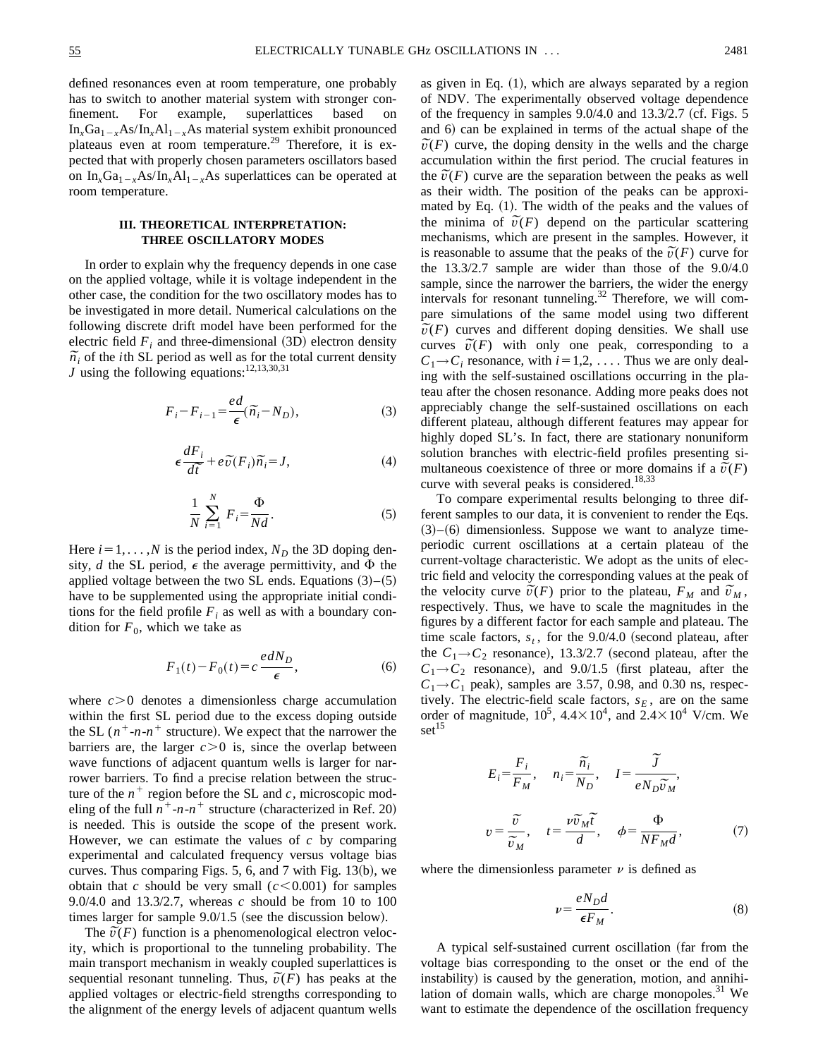defined resonances even at room temperature, one probably has to switch to another material system with stronger confinement. For example, superlattices based on $In_xGa_{1-x}As/In_xAl_{1-x}As$ material system exhibit pronounced plateaus even at room temperature.[29] Therefore, it is expected that with properly chosen parameters oscillators based on $In_xGa_{1-x}As/In_xAl_{1-x}As$ superlattices can be operated at room temperature.

## III. THEORETICAL INTERPRETATION: THREE OSCILLATORY MODES

In order to explain why the frequency depends in one case on the applied voltage, while it is voltage independent in the other case, the condition for the two oscillatory modes has to be investigated in more detail. Numerical calculations on the following discrete drift model have been performed for the electric field $F_i$ and three-dimensional (3D) electron density $\tilde{n}_i$ of the $i$th SL period as well as for the total current density $J$ using the following equations:[12,13,30,31]

$$F_i - F_{i-1} = \frac{ed}{\epsilon}(\tilde{n}_i - N_D), \tag{3}$$

$$\epsilon \frac{dF_i}{d\tilde{t}} + e\tilde{v}(F_i)\tilde{n}_i = J, \tag{4}$$

$$\frac{1}{N}\sum_{i=1}^{N} F_i = \frac{\Phi}{Nd}. \tag{5}$$

Here $i = 1, \ldots, N$ is the period index, $N_D$ the 3D doping density, $d$ the SL period, $\epsilon$ the average permittivity, and $\Phi$ the applied voltage between the two SL ends. Equations (3)–(5) have to be supplemented using the appropriate initial conditions for the field profile $F_i$ as well as with a boundary condition for $F_0$, which we take as

$$F_1(t) - F_0(t) = c\,\frac{edN_D}{\epsilon}, \tag{6}$$

where $c > 0$ denotes a dimensionless charge accumulation within the first SL period due to the excess doping outside the SL ($n^+$-$n$-$n^+$ structure). We expect that the narrower the barriers are, the larger $c > 0$ is, since the overlap between wave functions of adjacent quantum wells is larger for narrower barriers. To find a precise relation between the structure of the $n^+$ region before the SL and $c$, microscopic modeling of the full $n^+$-$n$-$n^+$ structure (characterized in Ref. 20) is needed. This is outside the scope of the present work. However, we can estimate the values of $c$ by comparing experimental and calculated frequency versus voltage bias curves. Thus comparing Figs. 5, 6, and 7 with Fig. 13(b), we obtain that $c$ should be very small ($c < 0.001$) for samples 9.0/4.0 and 13.3/2.7, whereas $c$ should be from 10 to 100 times larger for sample 9.0/1.5 (see the discussion below).

The $\tilde{v}(F)$ function is a phenomenological electron velocity, which is proportional to the tunneling probability. The main transport mechanism in weakly coupled superlattices is sequential resonant tunneling. Thus, $\tilde{v}(F)$ has peaks at the applied voltages or electric-field strengths corresponding to the alignment of the energy levels of adjacent quantum wells as given in Eq. (1), which are always separated by a region of NDV. The experimentally observed voltage dependence of the frequency in samples 9.0/4.0 and 13.3/2.7 (cf. Figs. 5 and 6) can be explained in terms of the actual shape of the $\tilde{v}(F)$ curve, the doping density in the wells and the charge accumulation within the first period. The crucial features in the $\tilde{v}(F)$ curve are the separation between the peaks as well as their width. The position of the peaks can be approximated by Eq. (1). The width of the peaks and the values of the minima of $\tilde{v}(F)$ depend on the particular scattering mechanisms, which are present in the samples. However, it is reasonable to assume that the peaks of the $\tilde{v}(F)$ curve for the 13.3/2.7 sample are wider than those of the 9.0/4.0 sample, since the narrower the barriers, the wider the energy intervals for resonant tunneling.[32] Therefore, we will compare simulations of the same model using two different $\tilde{v}(F)$ curves and different doping densities. We shall use curves $\tilde{v}(F)$ with only one peak, corresponding to a $C_1 \to C_i$ resonance, with $i = 1, 2, \ldots$. Thus we are only dealing with the self-sustained oscillations occurring in the plateau after the chosen resonance. Adding more peaks does not appreciably change the self-sustained oscillations on each different plateau, although different features may appear for highly doped SL's. In fact, there are stationary nonuniform solution branches with electric-field profiles presenting simultaneous coexistence of three or more domains if a $\tilde{v}(F)$ curve with several peaks is considered.[18,33]

To compare experimental results belonging to three different samples to our data, it is convenient to render the Eqs. (3)–(6) dimensionless. Suppose we want to analyze time-periodic current oscillations at a certain plateau of the current-voltage characteristic. We adopt as the units of electric field and velocity the corresponding values at the peak of the velocity curve $\tilde{v}(F)$ prior to the plateau, $F_M$ and $\tilde{v}_M$, respectively. Thus, we have to scale the magnitudes in the figures by a different factor for each sample and plateau. The time scale factors, $s_t$, for the 9.0/4.0 (second plateau, after the $C_1 \to C_2$ resonance), 13.3/2.7 (second plateau, after the $C_1 \to C_2$ resonance), and 9.0/1.5 (first plateau, after the $C_1 \to C_1$ peak), samples are 3.57, 0.98, and 0.30 ns, respectively. The electric-field scale factors, $s_E$, are on the same order of magnitude, $10^5$, $4.4 \times 10^4$, and $2.4 \times 10^4$ V/cm. We set[15]

$$E_i = \frac{F_i}{F_M}, \quad n_i = \frac{\tilde{n}_i}{N_D}, \quad I = \frac{\tilde{J}}{eN_D\tilde{v}_M},$$

$$v = \frac{\tilde{v}}{\tilde{v}_M}, \quad t = \frac{\nu \tilde{v}_M \tilde{t}}{d}, \quad \phi = \frac{\Phi}{NF_M d}, \tag{7}$$

where the dimensionless parameter $\nu$ is defined as

$$\nu = \frac{eN_D d}{\epsilon F_M}. \tag{8}$$

A typical self-sustained current oscillation (far from the voltage bias corresponding to the onset or the end of the instability) is caused by the generation, motion, and annihilation of domain walls, which are charge monopoles.[31] We want to estimate the dependence of the oscillation frequency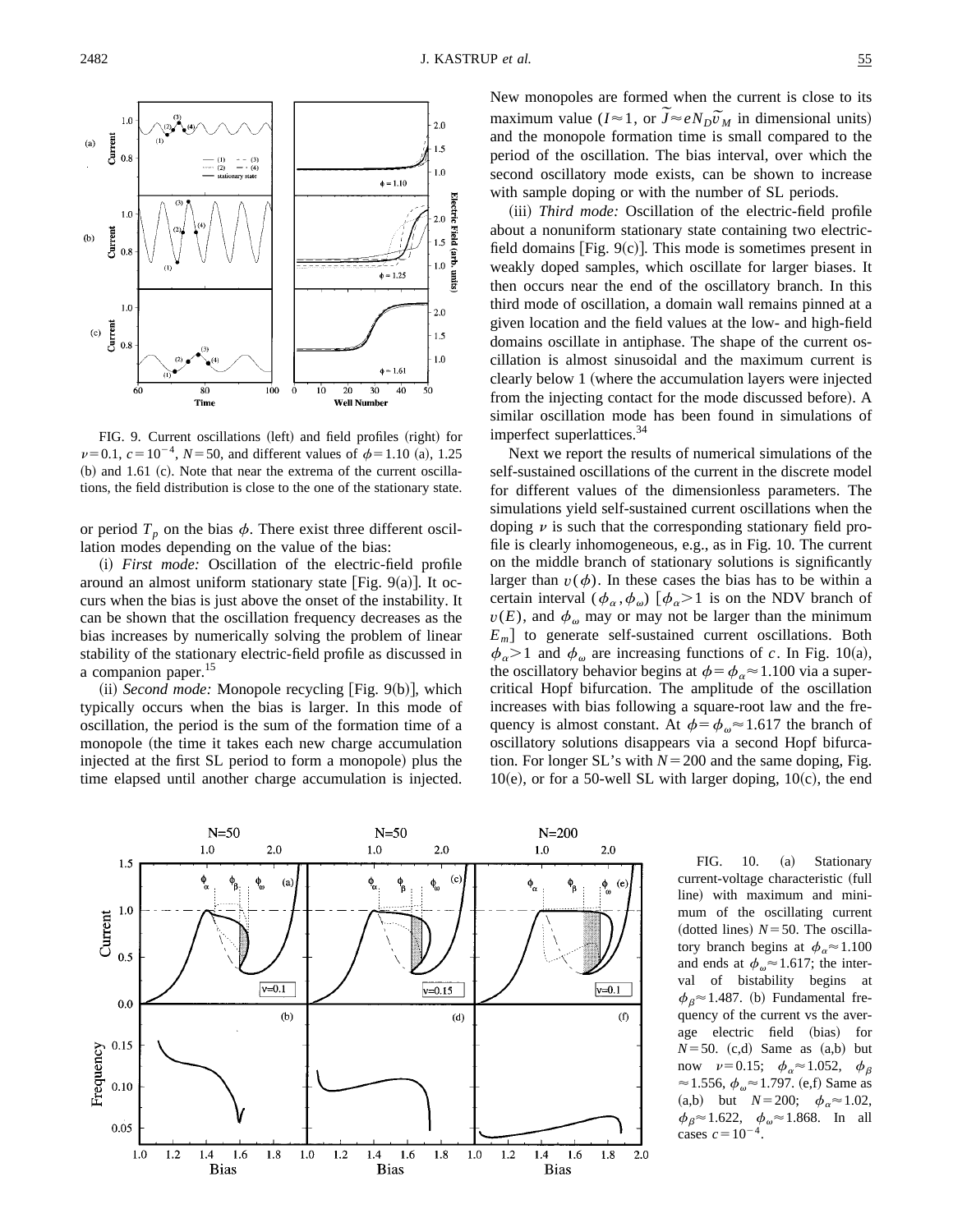FIG. 9. Current oscillations (left) and field profiles (right) for $\nu=0.1$, $c=10^{-4}$, $N=50$, and different values of $\phi=1.10$ (a), 1.25 (b) and 1.61 (c). Note that near the extrema of the current oscillations, the field distribution is close to the one of the stationary state.

or period $T_p$ on the bias $\phi$. There exist three different oscillation modes depending on the value of the bias:

(i) *First mode:* Oscillation of the electric-field profile around an almost uniform stationary state [Fig. 9(a)]. It occurs when the bias is just above the onset of the instability. It can be shown that the oscillation frequency decreases as the bias increases by numerically solving the problem of linear stability of the stationary electric-field profile as discussed in a companion paper.[15]

(ii) *Second mode:* Monopole recycling [Fig. 9(b)], which typically occurs when the bias is larger. In this mode of oscillation, the period is the sum of the formation time of a monopole (the time it takes each new charge accumulation injected at the first SL period to form a monopole) plus the time elapsed until another charge accumulation is injected. New monopoles are formed when the current is close to its maximum value ($I\approx 1$, or $\tilde{J}\approx eN_D\tilde{v}_M$ in dimensional units) and the monopole formation time is small compared to the period of the oscillation. The bias interval, over which the second oscillatory mode exists, can be shown to increase with sample doping or with the number of SL periods.

(iii) *Third mode:* Oscillation of the electric-field profile about a nonuniform stationary state containing two electric-field domains [Fig. 9(c)]. This mode is sometimes present in weakly doped samples, which oscillate for larger biases. It then occurs near the end of the oscillatory branch. In this third mode of oscillation, a domain wall remains pinned at a given location and the field values at the low- and high-field domains oscillate in antiphase. The shape of the current oscillation is almost sinusoidal and the maximum current is clearly below 1 (where the accumulation layers were injected from the injecting contact for the mode discussed before). A similar oscillation mode has been found in simulations of imperfect superlattices.[34]

Next we report the results of numerical simulations of the self-sustained oscillations of the current in the discrete model for different values of the dimensionless parameters. The simulations yield self-sustained current oscillations when the doping $\nu$ is such that the corresponding stationary field profile is clearly inhomogeneous, e.g., as in Fig. 10. The current on the middle branch of stationary solutions is significantly larger than $v(\phi)$. In these cases the bias has to be within a certain interval $(\phi_\alpha,\phi_\omega)$ [$\phi_\alpha>1$ is on the NDV branch of $v(E)$, and $\phi_\omega$ may or may not be larger than the minimum $E_m$] to generate self-sustained current oscillations. Both $\phi_\alpha>1$ and $\phi_\omega$ are increasing functions of $c$. In Fig. 10(a), the oscillatory behavior begins at $\phi=\phi_\alpha\approx 1.100$ via a supercritical Hopf bifurcation. The amplitude of the oscillation increases with bias following a square-root law and the frequency is almost constant. At $\phi=\phi_\omega\approx 1.617$ the branch of oscillatory solutions disappears via a second Hopf bifurcation. For longer SL's with $N=200$ and the same doping, Fig. 10(e), or for a 50-well SL with larger doping, 10(c), the end

FIG. 10. (a) Stationary current-voltage characteristic (full line) with maximum and minimum of the oscillating current (dotted lines) $N=50$. The oscillatory branch begins at $\phi_\alpha\approx 1.100$ and ends at $\phi_\omega\approx 1.617$; the interval of bistability begins at $\phi_\beta\approx 1.487$. (b) Fundamental frequency of the current vs the average electric field (bias) for $N=50$. (c,d) Same as (a,b) but now $\nu=0.15$; $\phi_\alpha\approx 1.052$, $\phi_\beta\approx 1.556$, $\phi_\omega\approx 1.797$. (e,f) Same as (a,b) but $N=200$; $\phi_\alpha\approx 1.02$, $\phi_\beta\approx 1.622$, $\phi_\omega\approx 1.868$. In all cases $c=10^{-4}$.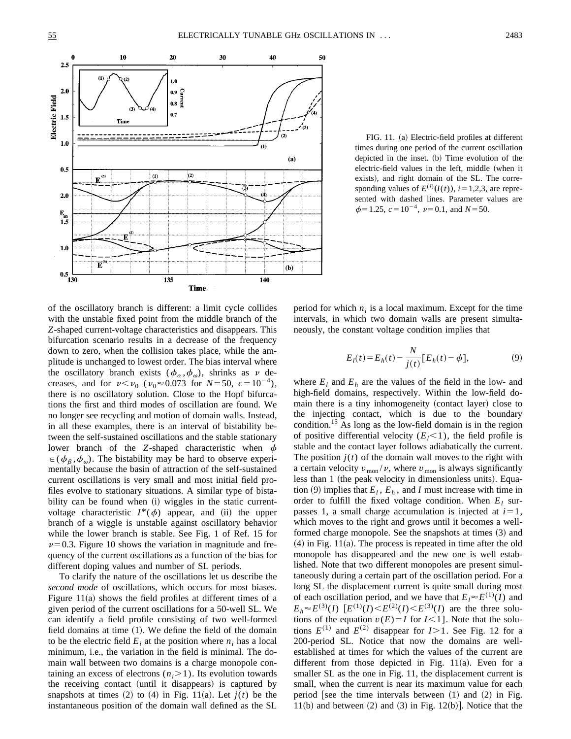FIG. 11. (a) Electric-field profiles at different times during one period of the current oscillation depicted in the inset. (b) Time evolution of the electric-field values in the left, middle (when it exists), and right domain of the SL. The corresponding values of $E^{(i)}(I(t))$, $i=1,2,3$, are represented with dashed lines. Parameter values are $\phi=1.25$, $c=10^{-4}$, $\nu=0.1$, and $N=50$.

of the oscillatory branch is different: a limit cycle collides with the unstable fixed point from the middle branch of the $Z$-shaped current-voltage characteristics and disappears. This bifurcation scenario results in a decrease of the frequency down to zero, when the collision takes place, while the amplitude is unchanged to lowest order. The bias interval where the oscillatory branch exists $(\phi_\alpha,\phi_\omega)$, shrinks as $\nu$ decreases, and for $\nu<\nu_0$ ($\nu_0\approx 0.073$ for $N=50$, $c=10^{-4}$), there is no oscillatory solution. Close to the Hopf bifurcations the first and third modes of oscillation are found. We no longer see recycling and motion of domain walls. Instead, in all these examples, there is an interval of bistability between the self-sustained oscillations and the stable stationary lower branch of the $Z$-shaped characteristic when $\phi\in(\phi_\beta,\phi_\omega)$. The bistability may be hard to observe experimentally because the basin of attraction of the self-sustained current oscillations is very small and most initial field profiles evolve to stationary situations. A similar type of bistability can be found when (i) wiggles in the static current-voltage characteristic $I^*(\phi)$ appear, and (ii) the upper branch of a wiggle is unstable against oscillatory behavior while the lower branch is stable. See Fig. 1 of Ref. 15 for $\nu=0.3$. Figure 10 shows the variation in magnitude and frequency of the current oscillations as a function of the bias for different doping values and number of SL periods.

To clarify the nature of the oscillations let us describe the *second mode* of oscillations, which occurs for most biases. Figure 11(a) shows the field profiles at different times of a given period of the current oscillations for a 50-well SL. We can identify a field profile consisting of two well-formed field domains at time (1). We define the field of the domain to be the electric field $E_i$ at the position where $n_i$ has a local minimum, i.e., the variation in the field is minimal. The domain wall between two domains is a charge monopole containing an excess of electrons ($n_i>1$). Its evolution towards the receiving contact (until it disappears) is captured by snapshots at times (2) to (4) in Fig. 11(a). Let $j(t)$ be the instantaneous position of the domain wall defined as the SL period for which $n_i$ is a local maximum. Except for the time intervals, in which two domain walls are present simultaneously, the constant voltage condition implies that

$$E_l(t)=E_h(t)-\frac{N}{j(t)}[E_h(t)-\phi], \tag{9}$$

where $E_l$ and $E_h$ are the values of the field in the low- and high-field domains, respectively. Within the low-field domain there is a tiny inhomogeneity (contact layer) close to the injecting contact, which is due to the boundary condition.[15] As long as the low-field domain is in the region of positive differential velocity ($E_l<1$), the field profile is stable and the contact layer follows adiabatically the current. The position $j(t)$ of the domain wall moves to the right with a certain velocity $v_{\rm mon}/\nu$, where $v_{\rm mon}$ is always significantly less than 1 (the peak velocity in dimensionless units). Equation (9) implies that $E_l$, $E_h$, and $I$ must increase with time in order to fulfill the fixed voltage condition. When $E_l$ surpasses 1, a small charge accumulation is injected at $i=1$, which moves to the right and grows until it becomes a well-formed charge monopole. See the snapshots at times (3) and (4) in Fig. 11(a). The process is repeated in time after the old monopole has disappeared and the new one is well established. Note that two different monopoles are present simultaneously during a certain part of the oscillation period. For a long SL the displacement current is quite small during most of each oscillation period, and we have that $E_l\approx E^{(1)}(I)$ and $E_h\approx E^{(3)}(I)$ [$E^{(1)}(I)<E^{(2)}(I)<E^{(3)}(I)$ are the three solutions of the equation $v(E)=I$ for $I<1$]. Note that the solutions $E^{(1)}$ and $E^{(2)}$ disappear for $I>1$. See Fig. 12 for a 200-period SL. Notice that now the domains are well-established at times for which the values of the current are different from those depicted in Fig. 11(a). Even for a smaller SL as the one in Fig. 11, the displacement current is small, when the current is near its maximum value for each period [see the time intervals between (1) and (2) in Fig. 11(b) and between (2) and (3) in Fig. 12(b)]. Notice that the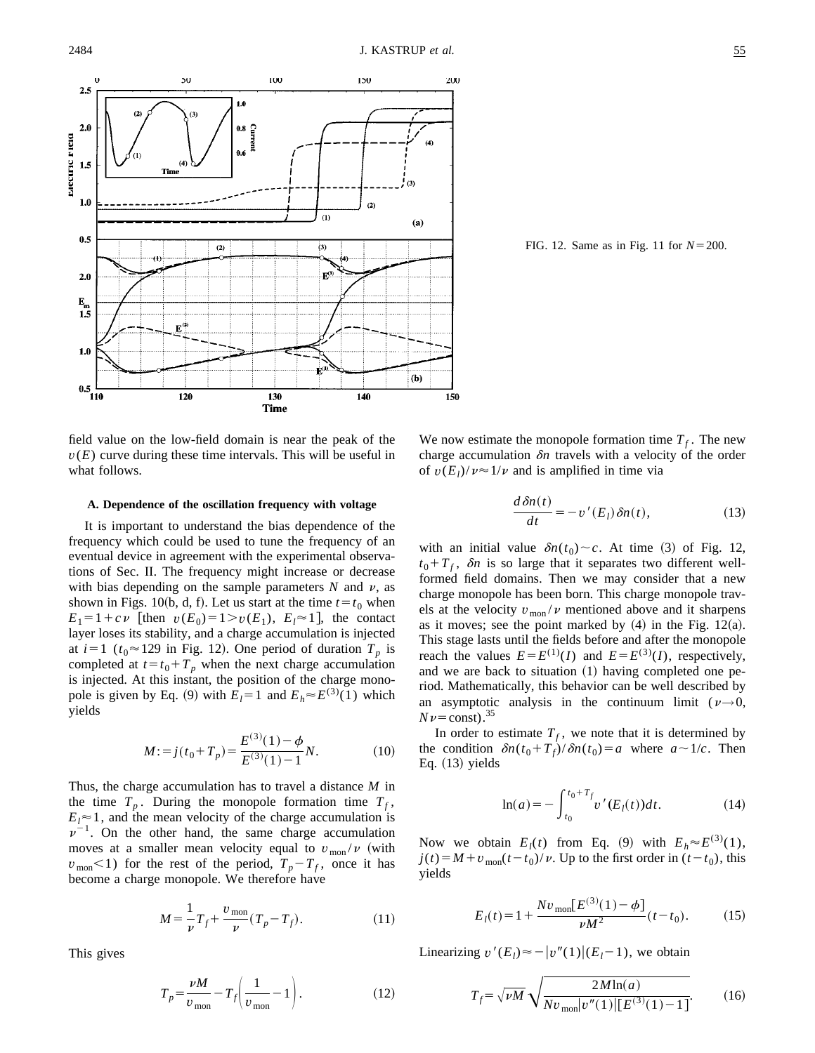FIG. 12. Same as in Fig. 11 for $N=200$.

field value on the low-field domain is near the peak of the $v(E)$ curve during these time intervals. This will be useful in what follows.

### A. Dependence of the oscillation frequency with voltage

It is important to understand the bias dependence of the frequency which could be used to tune the frequency of an eventual device in agreement with the experimental observations of Sec. II. The frequency might increase or decrease with bias depending on the sample parameters $N$ and $\nu$, as shown in Figs. 10(b, d, f). Let us start at the time $t=t_0$ when $E_1=1+c\nu$ [then $v(E_0)=1>v(E_1)$, $E_l\approx 1$], the contact layer loses its stability, and a charge accumulation is injected at $i=1$ ($t_0\approx 129$ in Fig. 12). One period of duration $T_p$ is completed at $t=t_0+T_p$ when the next charge accumulation is injected. At this instant, the position of the charge monopole is given by Eq. (9) with $E_l=1$ and $E_h\approx E^{(3)}(1)$ which yields

$$M:=j(t_0+T_p)=\frac{E^{(3)}(1)-\phi}{E^{(3)}(1)-1}N. \tag{10}$$

Thus, the charge accumulation has to travel a distance $M$ in the time $T_p$. During the monopole formation time $T_f$, $E_l\approx 1$, and the mean velocity of the charge accumulation is $\nu^{-1}$. On the other hand, the same charge accumulation moves at a smaller mean velocity equal to $v_{\rm mon}/\nu$ (with $v_{\rm mon}<1$) for the rest of the period, $T_p-T_f$, once it has become a charge monopole. We therefore have

$$M=\frac{1}{\nu}T_f+\frac{v_{\rm mon}}{\nu}(T_p-T_f). \tag{11}$$

This gives

$$T_p=\frac{\nu M}{v_{\rm mon}}-T_f\left(\frac{1}{v_{\rm mon}}-1\right). \tag{12}$$

We now estimate the monopole formation time $T_f$. The new charge accumulation $\delta n$ travels with a velocity of the order of $v(E_l)/\nu\approx 1/\nu$ and is amplified in time via

$$\frac{d\,\delta n(t)}{dt}=-v'(E_l)\,\delta n(t), \tag{13}$$

with an initial value $\delta n(t_0)\sim c$. At time (3) of Fig. 12, $t_0+T_f$, $\delta n$ is so large that it separates two different well-formed field domains. Then we may consider that a new charge monopole has been born. This charge monopole travels at the velocity $v_{\rm mon}/\nu$ mentioned above and it sharpens as it moves; see the point marked by (4) in the Fig. 12(a). This stage lasts until the fields before and after the monopole reach the values $E=E^{(1)}(I)$ and $E=E^{(3)}(I)$, respectively, and we are back to situation (1) having completed one period. Mathematically, this behavior can be well described by an asymptotic analysis in the continuum limit ($\nu\rightarrow 0$, $N\nu=$const).[35]

In order to estimate $T_f$, we note that it is determined by the condition $\delta n(t_0+T_f)/\delta n(t_0)=a$ where $a\sim 1/c$. Then Eq. (13) yields

$$\ln(a)=-\int_{t_0}^{t_0+T_f}v'(E_l(t))dt. \tag{14}$$

Now we obtain $E_l(t)$ from Eq. (9) with $E_h\approx E^{(3)}(1)$, $j(t)=M+v_{\rm mon}(t-t_0)/\nu$. Up to the first order in $(t-t_0)$, this yields

$$E_l(t)=1+\frac{Nv_{\rm mon}[E^{(3)}(1)-\phi]}{\nu M^2}(t-t_0). \tag{15}$$

Linearizing $v'(E_l)\approx -|v''(1)|(E_l-1)$, we obtain

$$T_f=\sqrt{\nu M}\sqrt{\frac{2M\ln(a)}{Nv_{\rm mon}|v''(1)|[E^{(3)}(1)-1]}}. \tag{16}$$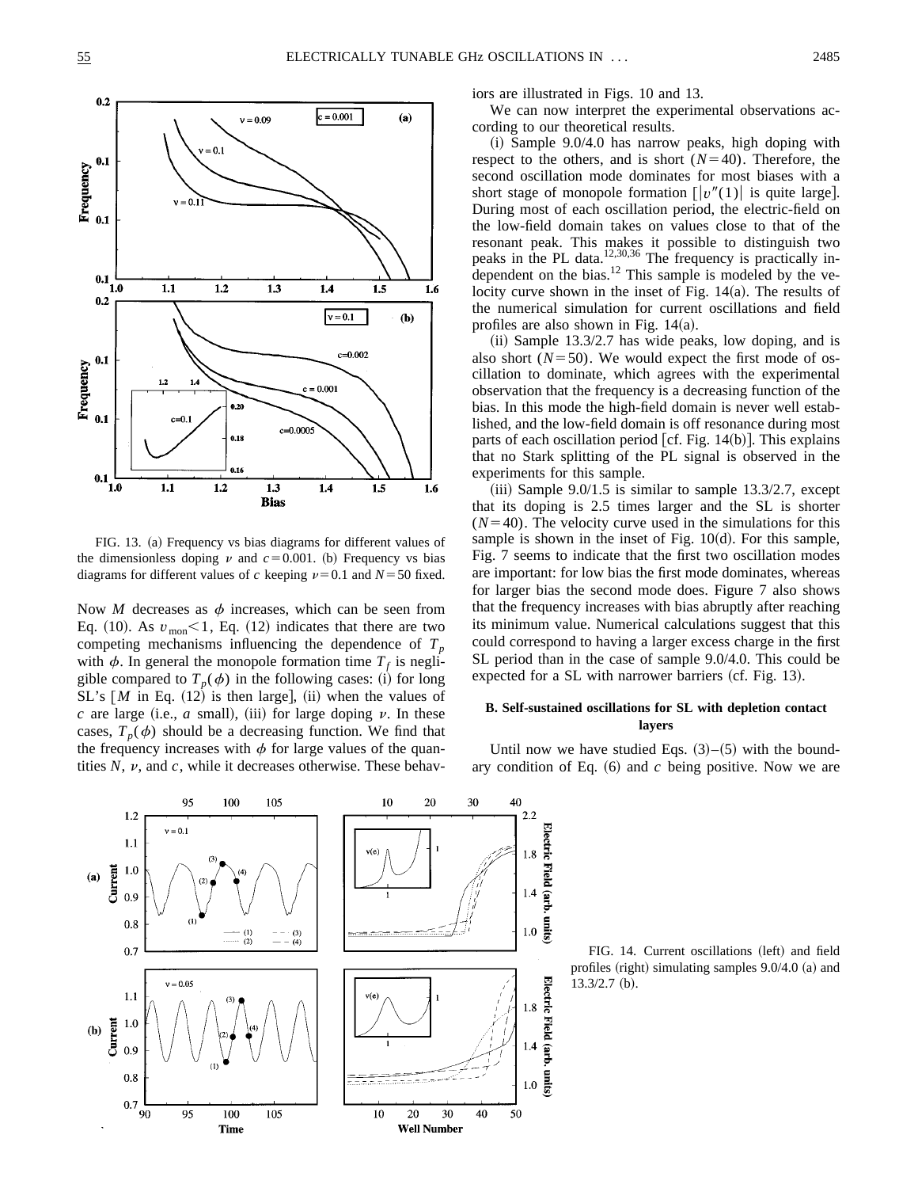FIG. 13. (a) Frequency vs bias diagrams for different values of the dimensionless doping $\nu$ and $c=0.001$. (b) Frequency vs bias diagrams for different values of $c$ keeping $\nu=0.1$ and $N=50$ fixed.

Now $M$ decreases as $\phi$ increases, which can be seen from Eq. (10). As $v_{\text{mon}}<1$, Eq. (12) indicates that there are two competing mechanisms influencing the dependence of $T_p$ with $\phi$. In general the monopole formation time $T_f$ is negligible compared to $T_p(\phi)$ in the following cases: (i) for long SL's [$M$ in Eq. (12) is then large], (ii) when the values of $c$ are large (i.e., $a$ small), (iii) for large doping $\nu$. In these cases, $T_p(\phi)$ should be a decreasing function. We find that the frequency increases with $\phi$ for large values of the quantities $N$, $\nu$, and $c$, while it decreases otherwise. These behaviors are illustrated in Figs. 10 and 13.

We can now interpret the experimental observations according to our theoretical results.

(i) Sample 9.0/4.0 has narrow peaks, high doping with respect to the others, and is short ($N=40$). Therefore, the second oscillation mode dominates for most biases with a short stage of monopole formation [$|v''(1)|$ is quite large]. During most of each oscillation period, the electric-field on the low-field domain takes on values close to that of the resonant peak. This makes it possible to distinguish two peaks in the PL data.[12,30,36] The frequency is practically independent on the bias.[12] This sample is modeled by the velocity curve shown in the inset of Fig. 14(a). The results of the numerical simulation for current oscillations and field profiles are also shown in Fig. 14(a).

(ii) Sample 13.3/2.7 has wide peaks, low doping, and is also short ($N=50$). We would expect the first mode of oscillation to dominate, which agrees with the experimental observation that the frequency is a decreasing function of the bias. In this mode the high-field domain is never well established, and the low-field domain is off resonance during most parts of each oscillation period [cf. Fig. 14(b)]. This explains that no Stark splitting of the PL signal is observed in the experiments for this sample.

(iii) Sample 9.0/1.5 is similar to sample 13.3/2.7, except that its doping is 2.5 times larger and the SL is shorter ($N=40$). The velocity curve used in the simulations for this sample is shown in the inset of Fig. 10(d). For this sample, Fig. 7 seems to indicate that the first two oscillation modes are important: for low bias the first mode dominates, whereas for larger bias the second mode does. Figure 7 also shows that the frequency increases with bias abruptly after reaching its minimum value. Numerical calculations suggest that this could correspond to having a larger excess charge in the first SL period than in the case of sample 9.0/4.0. This could be expected for a SL with narrower barriers (cf. Fig. 13).

### B. Self-sustained oscillations for SL with depletion contact layers

Until now we have studied Eqs. (3)–(5) with the boundary condition of Eq. (6) and $c$ being positive. Now we are

FIG. 14. Current oscillations (left) and field profiles (right) simulating samples 9.0/4.0 (a) and 13.3/2.7 (b).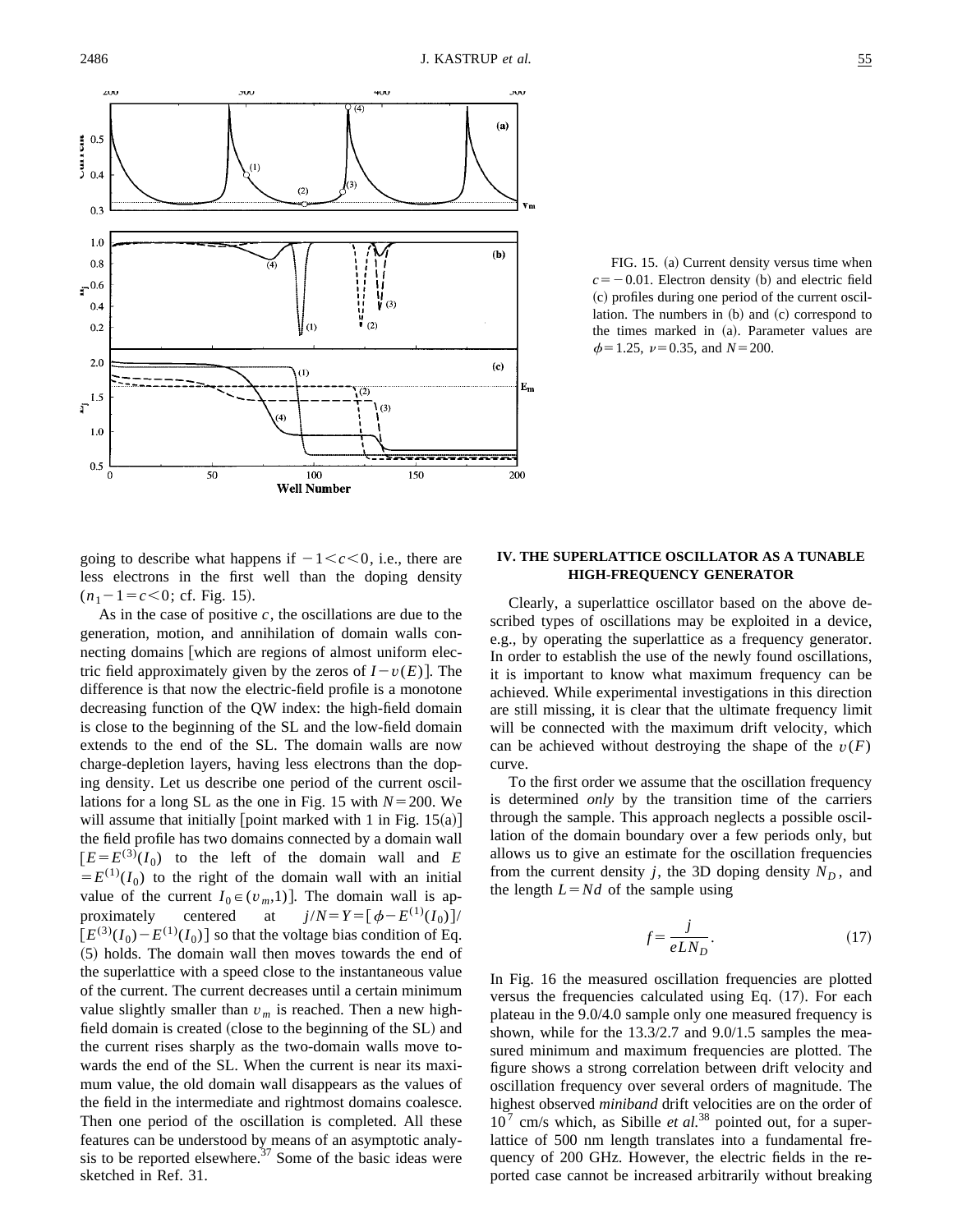FIG. 15. (a) Current density versus time when $c = -0.01$. Electron density (b) and electric field (c) profiles during one period of the current oscillation. The numbers in (b) and (c) correspond to the times marked in (a). Parameter values are $\phi = 1.25$, $\nu = 0.35$, and $N = 200$.

going to describe what happens if $-1 < c < 0$, i.e., there are less electrons in the first well than the doping density ($n_1 - 1 = c < 0$; cf. Fig. 15).

As in the case of positive $c$, the oscillations are due to the generation, motion, and annihilation of domain walls connecting domains [which are regions of almost uniform electric field approximately given by the zeros of $I - v(E)$]. The difference is that now the electric-field profile is a monotone decreasing function of the QW index: the high-field domain is close to the beginning of the SL and the low-field domain extends to the end of the SL. The domain walls are now charge-depletion layers, having less electrons than the doping density. Let us describe one period of the current oscillations for a long SL as the one in Fig. 15 with $N = 200$. We will assume that initially [point marked with 1 in Fig. 15(a)] the field profile has two domains connected by a domain wall [$E = E^{(3)}(I_0)$ to the left of the domain wall and $E = E^{(1)}(I_0)$ to the right of the domain wall with an initial value of the current $I_0 \in (v_m, 1)$]. The domain wall is approximately centered at $j/N = Y = [\phi - E^{(1)}(I_0)]/[E^{(3)}(I_0) - E^{(1)}(I_0)]$ so that the voltage bias condition of Eq. (5) holds. The domain wall then moves towards the end of the superlattice with a speed close to the instantaneous value of the current. The current decreases until a certain minimum value slightly smaller than $v_m$ is reached. Then a new high-field domain is created (close to the beginning of the SL) and the current rises sharply as the two-domain walls move towards the end of the SL. When the current is near its maximum value, the old domain wall disappears as the values of the field in the intermediate and rightmost domains coalesce. Then one period of the oscillation is completed. All these features can be understood by means of an asymptotic analysis to be reported elsewhere.[37] Some of the basic ideas were sketched in Ref. 31.

## IV. THE SUPERLATTICE OSCILLATOR AS A TUNABLE HIGH-FREQUENCY GENERATOR

Clearly, a superlattice oscillator based on the above described types of oscillations may be exploited in a device, e.g., by operating the superlattice as a frequency generator. In order to establish the use of the newly found oscillations, it is important to know what maximum frequency can be achieved. While experimental investigations in this direction are still missing, it is clear that the ultimate frequency limit will be connected with the maximum drift velocity, which can be achieved without destroying the shape of the $v(F)$ curve.

To the first order we assume that the oscillation frequency is determined *only* by the transition time of the carriers through the sample. This approach neglects a possible oscillation of the domain boundary over a few periods only, but allows us to give an estimate for the oscillation frequencies from the current density $j$, the 3D doping density $N_D$, and the length $L = Nd$ of the sample using

$$f = \frac{j}{eLN_D}. \tag{17}$$

In Fig. 16 the measured oscillation frequencies are plotted versus the frequencies calculated using Eq. (17). For each plateau in the 9.0/4.0 sample only one measured frequency is shown, while for the 13.3/2.7 and 9.0/1.5 samples the measured minimum and maximum frequencies are plotted. The figure shows a strong correlation between drift velocity and oscillation frequency over several orders of magnitude. The highest observed *miniband* drift velocities are on the order of $10^7$ cm/s which, as Sibille *et al.*[38] pointed out, for a superlattice of 500 nm length translates into a fundamental frequency of 200 GHz. However, the electric fields in the reported case cannot be increased arbitrarily without breaking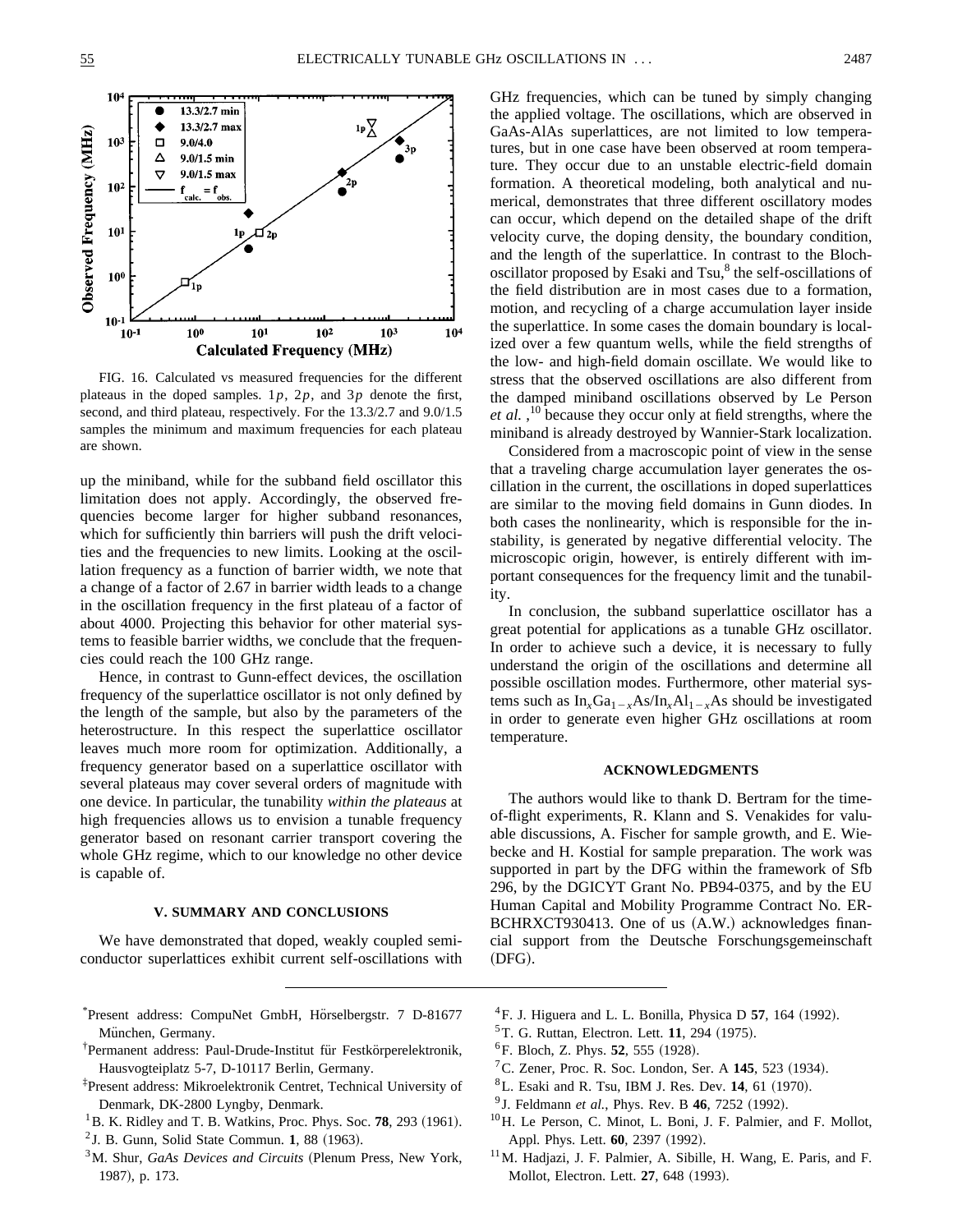FIG. 16. Calculated vs measured frequencies for the different plateaus in the doped samples. $1p$, $2p$, and $3p$ denote the first, second, and third plateau, respectively. For the 13.3/2.7 and 9.0/1.5 samples the minimum and maximum frequencies for each plateau are shown.

up the miniband, while for the subband field oscillator this limitation does not apply. Accordingly, the observed frequencies become larger for higher subband resonances, which for sufficiently thin barriers will push the drift velocities and the frequencies to new limits. Looking at the oscillation frequency as a function of barrier width, we note that a change of a factor of 2.67 in barrier width leads to a change in the oscillation frequency in the first plateau of a factor of about 4000. Projecting this behavior for other material systems to feasible barrier widths, we conclude that the frequencies could reach the 100 GHz range.

Hence, in contrast to Gunn-effect devices, the oscillation frequency of the superlattice oscillator is not only defined by the length of the sample, but also by the parameters of the heterostructure. In this respect the superlattice oscillator leaves much more room for optimization. Additionally, a frequency generator based on a superlattice oscillator with several plateaus may cover several orders of magnitude with one device. In particular, the tunability *within the plateaus* at high frequencies allows us to envision a tunable frequency generator based on resonant carrier transport covering the whole GHz regime, which to our knowledge no other device is capable of.

## V. SUMMARY AND CONCLUSIONS

We have demonstrated that doped, weakly coupled semiconductor superlattices exhibit current self-oscillations with GHz frequencies, which can be tuned by simply changing the applied voltage. The oscillations, which are observed in GaAs-AlAs superlattices, are not limited to low temperatures, but in one case have been observed at room temperature. They occur due to an unstable electric-field domain formation. A theoretical modeling, both analytical and numerical, demonstrates that three different oscillatory modes can occur, which depend on the detailed shape of the drift velocity curve, the doping density, the boundary condition, and the length of the superlattice. In contrast to the Bloch-oscillator proposed by Esaki and Tsu,[8] the self-oscillations of the field distribution are in most cases due to a formation, motion, and recycling of a charge accumulation layer inside the superlattice. In some cases the domain boundary is localized over a few quantum wells, while the field strengths of the low- and high-field domain oscillate. We would like to stress that the observed oscillations are also different from the damped miniband oscillations observed by Le Person *et al.*,[10] because they occur only at field strengths, where the miniband is already destroyed by Wannier-Stark localization.

Considered from a macroscopic point of view in the sense that a traveling charge accumulation layer generates the oscillation in the current, the oscillations in doped superlattices are similar to the moving field domains in Gunn diodes. In both cases the nonlinearity, which is responsible for the instability, is generated by negative differential velocity. The microscopic origin, however, is entirely different with important consequences for the frequency limit and the tunability.

In conclusion, the subband superlattice oscillator has a great potential for applications as a tunable GHz oscillator. In order to achieve such a device, it is necessary to fully understand the origin of the oscillations and determine all possible oscillation modes. Furthermore, other material systems such as $In_xGa_{1-x}As/In_xAl_{1-x}As$ should be investigated in order to generate even higher GHz oscillations at room temperature.

## ACKNOWLEDGMENTS

The authors would like to thank D. Bertram for the time-of-flight experiments, R. Klann and S. Venakides for valuable discussions, A. Fischer for sample growth, and E. Wiebecke and H. Kostial for sample preparation. The work was supported in part by the DFG within the framework of Sfb 296, by the DGICYT Grant No. PB94-0375, and by the EU Human Capital and Mobility Programme Contract No. ERBCHRXCT930413. One of us (A.W.) acknowledges financial support from the Deutsche Forschungsgemeinschaft (DFG).

[*] Present address: CompuNet GmbH, Hörselbergstr. 7 D-81677 München, Germany.

[†] Permanent address: Paul-Drude-Institut für Festkörperelektronik, Hausvogteiplatz 5-7, D-10117 Berlin, Germany.

[‡] Present address: Mikroelektronik Centret, Technical University of Denmark, DK-2800 Lyngby, Denmark.

[1] B. K. Ridley and T. B. Watkins, Proc. Phys. Soc. **78**, 293 (1961).

[2] J. B. Gunn, Solid State Commun. **1**, 88 (1963).

[3] M. Shur, *GaAs Devices and Circuits* (Plenum Press, New York, 1987), p. 173.

[4] F. J. Higuera and L. L. Bonilla, Physica D **57**, 164 (1992).

[5] T. G. Ruttan, Electron. Lett. **11**, 294 (1975).

[6] F. Bloch, Z. Phys. **52**, 555 (1928).

[7] C. Zener, Proc. R. Soc. London, Ser. A **145**, 523 (1934).

[8] L. Esaki and R. Tsu, IBM J. Res. Dev. **14**, 61 (1970).

[9] J. Feldmann *et al.*, Phys. Rev. B **46**, 7252 (1992).

[10] H. Le Person, C. Minot, L. Boni, J. F. Palmier, and F. Mollot, Appl. Phys. Lett. **60**, 2397 (1992).

[11] M. Hadjazi, J. F. Palmier, A. Sibille, H. Wang, E. Paris, and F. Mollot, Electron. Lett. **27**, 648 (1993).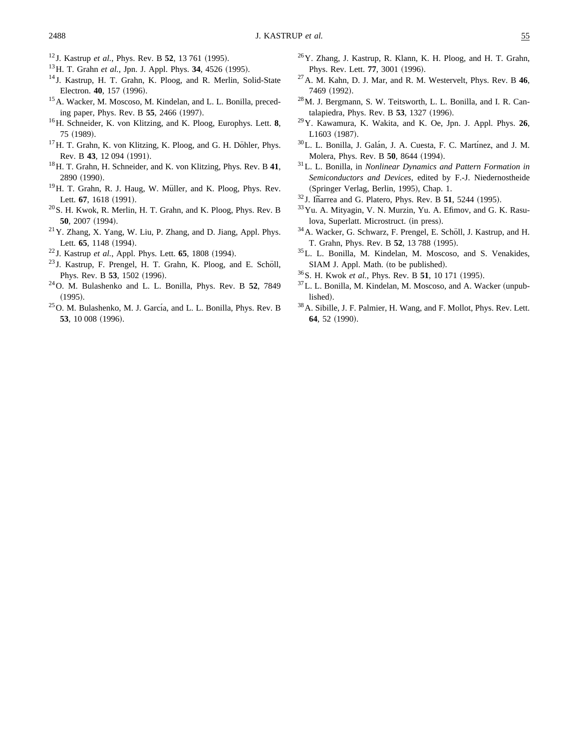[12] J. Kastrup *et al.*, Phys. Rev. B **52**, 13 761 (1995).

[13] H. T. Grahn *et al.*, Jpn. J. Appl. Phys. **34**, 4526 (1995).

[14] J. Kastrup, H. T. Grahn, K. Ploog, and R. Merlin, Solid-State Electron. **40**, 157 (1996).

[15] A. Wacker, M. Moscoso, M. Kindelan, and L. L. Bonilla, preceding paper, Phys. Rev. B **55**, 2466 (1997).

[16] H. Schneider, K. von Klitzing, and K. Ploog, Europhys. Lett. **8**, 75 (1989).

[17] H. T. Grahn, K. von Klitzing, K. Ploog, and G. H. Döhler, Phys. Rev. B **43**, 12 094 (1991).

[18] H. T. Grahn, H. Schneider, and K. von Klitzing, Phys. Rev. B **41**, 2890 (1990).

[19] H. T. Grahn, R. J. Haug, W. Müller, and K. Ploog, Phys. Rev. Lett. **67**, 1618 (1991).

[20] S. H. Kwok, R. Merlin, H. T. Grahn, and K. Ploog, Phys. Rev. B **50**, 2007 (1994).

[21] Y. Zhang, X. Yang, W. Liu, P. Zhang, and D. Jiang, Appl. Phys. Lett. **65**, 1148 (1994).

[22] J. Kastrup *et al.*, Appl. Phys. Lett. **65**, 1808 (1994).

[23] J. Kastrup, F. Prengel, H. T. Grahn, K. Ploog, and E. Schöll, Phys. Rev. B **53**, 1502 (1996).

[24] O. M. Bulashenko and L. L. Bonilla, Phys. Rev. B **52**, 7849 (1995).

[25] O. M. Bulashenko, M. J. García, and L. L. Bonilla, Phys. Rev. B **53**, 10 008 (1996).

[26] Y. Zhang, J. Kastrup, R. Klann, K. H. Ploog, and H. T. Grahn, Phys. Rev. Lett. **77**, 3001 (1996).

[27] A. M. Kahn, D. J. Mar, and R. M. Westervelt, Phys. Rev. B **46**, 7469 (1992).

[28] M. J. Bergmann, S. W. Teitsworth, L. L. Bonilla, and I. R. Cantalapiedra, Phys. Rev. B **53**, 1327 (1996).

[29] Y. Kawamura, K. Wakita, and K. Oe, Jpn. J. Appl. Phys. **26**, L1603 (1987).

[30] L. L. Bonilla, J. Galán, J. A. Cuesta, F. C. Martínez, and J. M. Molera, Phys. Rev. B **50**, 8644 (1994).

[31] L. L. Bonilla, in *Nonlinear Dynamics and Pattern Formation in Semiconductors and Devices*, edited by F.-J. Niedernostheide (Springer Verlag, Berlin, 1995), Chap. 1.

[32] J. Iñarrea and G. Platero, Phys. Rev. B **51**, 5244 (1995).

[33] Yu. A. Mityagin, V. N. Murzin, Yu. A. Efimov, and G. K. Rasulova, Superlatt. Microstruct. (in press).

[34] A. Wacker, G. Schwarz, F. Prengel, E. Schöll, J. Kastrup, and H. T. Grahn, Phys. Rev. B **52**, 13 788 (1995).

[35] L. L. Bonilla, M. Kindelan, M. Moscoso, and S. Venakides, SIAM J. Appl. Math. (to be published).

[36] S. H. Kwok *et al.*, Phys. Rev. B **51**, 10 171 (1995).

[37] L. L. Bonilla, M. Kindelan, M. Moscoso, and A. Wacker (unpublished).

[38] A. Sibille, J. F. Palmier, H. Wang, and F. Mollot, Phys. Rev. Lett. **64**, 52 (1990).